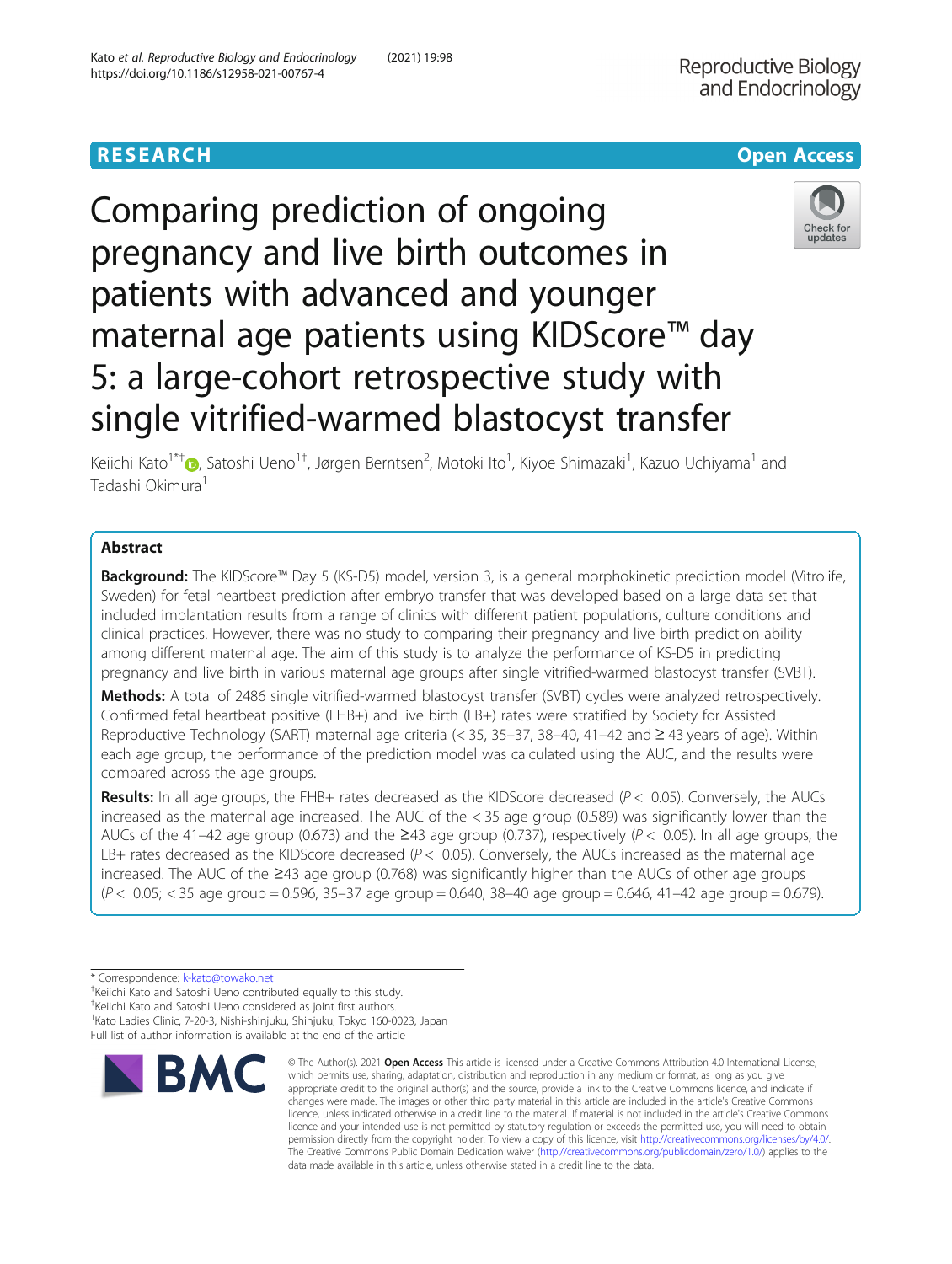RESEARCH

Open Access

# Comparing prediction of ongoing pregnancy and live birth outcomes in patients with advanced and younger maternal age patients using KIDScore™ day 5: a large-cohort retrospective study with single vitrified-warmed blastocyst transfer

Keiichi Kato[1*†], Satoshi Ueno[1†], Jørgen Berntsen[2], Motoki Ito[1], Kiyoe Shimazaki[1], Kazuo Uchiyama[1] and Tadashi Okimura[1]

## Abstract

**Background:** The KIDScore™ Day 5 (KS-D5) model, version 3, is a general morphokinetic prediction model (Vitrolife, Sweden) for fetal heartbeat prediction after embryo transfer that was developed based on a large data set that included implantation results from a range of clinics with different patient populations, culture conditions and clinical practices. However, there was no study to comparing their pregnancy and live birth prediction ability among different maternal age. The aim of this study is to analyze the performance of KS-D5 in predicting pregnancy and live birth in various maternal age groups after single vitrified-warmed blastocyst transfer (SVBT).

**Methods:** A total of 2486 single vitrified-warmed blastocyst transfer (SVBT) cycles were analyzed retrospectively. Confirmed fetal heartbeat positive (FHB+) and live birth (LB+) rates were stratified by Society for Assisted Reproductive Technology (SART) maternal age criteria (< 35, 35–37, 38–40, 41–42 and ≥ 43 years of age). Within each age group, the performance of the prediction model was calculated using the AUC, and the results were compared across the age groups.

**Results:** In all age groups, the FHB+ rates decreased as the KIDScore decreased ($P < 0.05$). Conversely, the AUCs increased as the maternal age increased. The AUC of the < 35 age group (0.589) was significantly lower than the AUCs of the 41–42 age group (0.673) and the ≥43 age group (0.737), respectively ($P < 0.05$). In all age groups, the LB+ rates decreased as the KIDScore decreased ($P < 0.05$). Conversely, the AUCs increased as the maternal age increased. The AUC of the ≥43 age group (0.768) was significantly higher than the AUCs of other age groups ($P < 0.05$; < 35 age group = 0.596, 35–37 age group = 0.640, 38–40 age group = 0.646, 41–42 age group = 0.679).

* Correspondence: k-kato@towako.net
[†]Keiichi Kato and Satoshi Ueno contributed equally to this study.
[†]Keiichi Kato and Satoshi Ueno considered as joint first authors.
[1]Kato Ladies Clinic, 7-20-3, Nishi-shinjuku, Shinjuku, Tokyo 160-0023, Japan
Full list of author information is available at the end of the article

© The Author(s). 2021 **Open Access** This article is licensed under a Creative Commons Attribution 4.0 International License, which permits use, sharing, adaptation, distribution and reproduction in any medium or format, as long as you give appropriate credit to the original author(s) and the source, provide a link to the Creative Commons licence, and indicate if changes were made. The images or other third party material in this article are included in the article's Creative Commons licence, unless indicated otherwise in a credit line to the material. If material is not included in the article's Creative Commons licence and your intended use is not permitted by statutory regulation or exceeds the permitted use, you will need to obtain permission directly from the copyright holder. To view a copy of this licence, visit http://creativecommons.org/licenses/by/4.0/. The Creative Commons Public Domain Dedication waiver (http://creativecommons.org/publicdomain/zero/1.0/) applies to the data made available in this article, unless otherwise stated in a credit line to the data.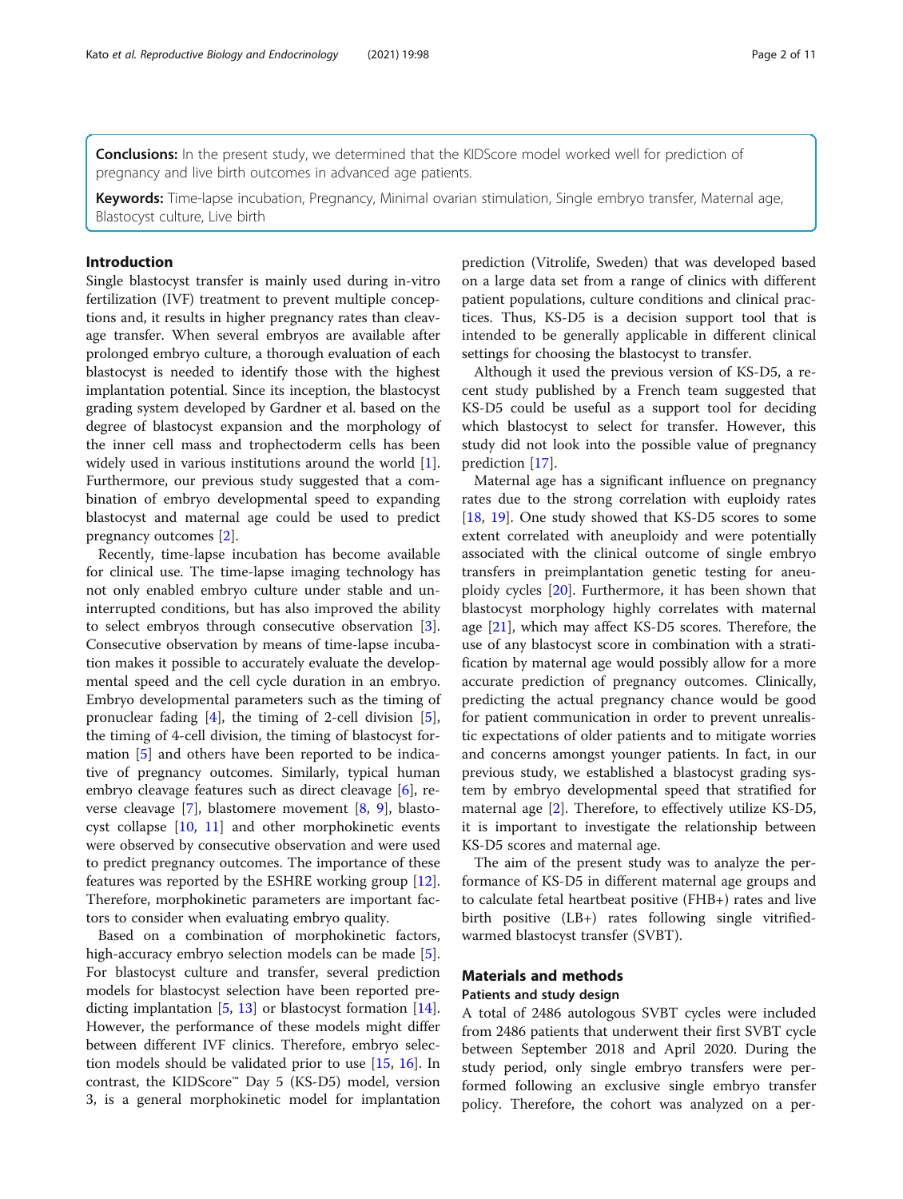**Conclusions:** In the present study, we determined that the KIDScore model worked well for prediction of pregnancy and live birth outcomes in advanced age patients.

**Keywords:** Time-lapse incubation, Pregnancy, Minimal ovarian stimulation, Single embryo transfer, Maternal age, Blastocyst culture, Live birth

## Introduction

Single blastocyst transfer is mainly used during in-vitro fertilization (IVF) treatment to prevent multiple conceptions and, it results in higher pregnancy rates than cleavage transfer. When several embryos are available after prolonged embryo culture, a thorough evaluation of each blastocyst is needed to identify those with the highest implantation potential. Since its inception, the blastocyst grading system developed by Gardner et al. based on the degree of blastocyst expansion and the morphology of the inner cell mass and trophectoderm cells has been widely used in various institutions around the world [1]. Furthermore, our previous study suggested that a combination of embryo developmental speed to expanding blastocyst and maternal age could be used to predict pregnancy outcomes [2].

Recently, time-lapse incubation has become available for clinical use. The time-lapse imaging technology has not only enabled embryo culture under stable and uninterrupted conditions, but has also improved the ability to select embryos through consecutive observation [3]. Consecutive observation by means of time-lapse incubation makes it possible to accurately evaluate the developmental speed and the cell cycle duration in an embryo. Embryo developmental parameters such as the timing of pronuclear fading [4], the timing of 2-cell division [5], the timing of 4-cell division, the timing of blastocyst formation [5] and others have been reported to be indicative of pregnancy outcomes. Similarly, typical human embryo cleavage features such as direct cleavage [6], reverse cleavage [7], blastomere movement [8, 9], blastocyst collapse [10, 11] and other morphokinetic events were observed by consecutive observation and were used to predict pregnancy outcomes. The importance of these features was reported by the ESHRE working group [12]. Therefore, morphokinetic parameters are important factors to consider when evaluating embryo quality.

Based on a combination of morphokinetic factors, high-accuracy embryo selection models can be made [5]. For blastocyst culture and transfer, several prediction models for blastocyst selection have been reported predicting implantation [5, 13] or blastocyst formation [14]. However, the performance of these models might differ between different IVF clinics. Therefore, embryo selection models should be validated prior to use [15, 16]. In contrast, the KIDScore™ Day 5 (KS-D5) model, version 3, is a general morphokinetic model for implantation prediction (Vitrolife, Sweden) that was developed based on a large data set from a range of clinics with different patient populations, culture conditions and clinical practices. Thus, KS-D5 is a decision support tool that is intended to be generally applicable in different clinical settings for choosing the blastocyst to transfer.

Although it used the previous version of KS-D5, a recent study published by a French team suggested that KS-D5 could be useful as a support tool for deciding which blastocyst to select for transfer. However, this study did not look into the possible value of pregnancy prediction [17].

Maternal age has a significant influence on pregnancy rates due to the strong correlation with euploidy rates [18, 19]. One study showed that KS-D5 scores to some extent correlated with aneuploidy and were potentially associated with the clinical outcome of single embryo transfers in preimplantation genetic testing for aneuploidy cycles [20]. Furthermore, it has been shown that blastocyst morphology highly correlates with maternal age [21], which may affect KS-D5 scores. Therefore, the use of any blastocyst score in combination with a stratification by maternal age would possibly allow for a more accurate prediction of pregnancy outcomes. Clinically, predicting the actual pregnancy chance would be good for patient communication in order to prevent unrealistic expectations of older patients and to mitigate worries and concerns amongst younger patients. In fact, in our previous study, we established a blastocyst grading system by embryo developmental speed that stratified for maternal age [2]. Therefore, to effectively utilize KS-D5, it is important to investigate the relationship between KS-D5 scores and maternal age.

The aim of the present study was to analyze the performance of KS-D5 in different maternal age groups and to calculate fetal heartbeat positive (FHB+) rates and live birth positive (LB+) rates following single vitrified-warmed blastocyst transfer (SVBT).

## Materials and methods

### Patients and study design

A total of 2486 autologous SVBT cycles were included from 2486 patients that underwent their first SVBT cycle between September 2018 and April 2020. During the study period, only single embryo transfers were performed following an exclusive single embryo transfer policy. Therefore, the cohort was analyzed on a per-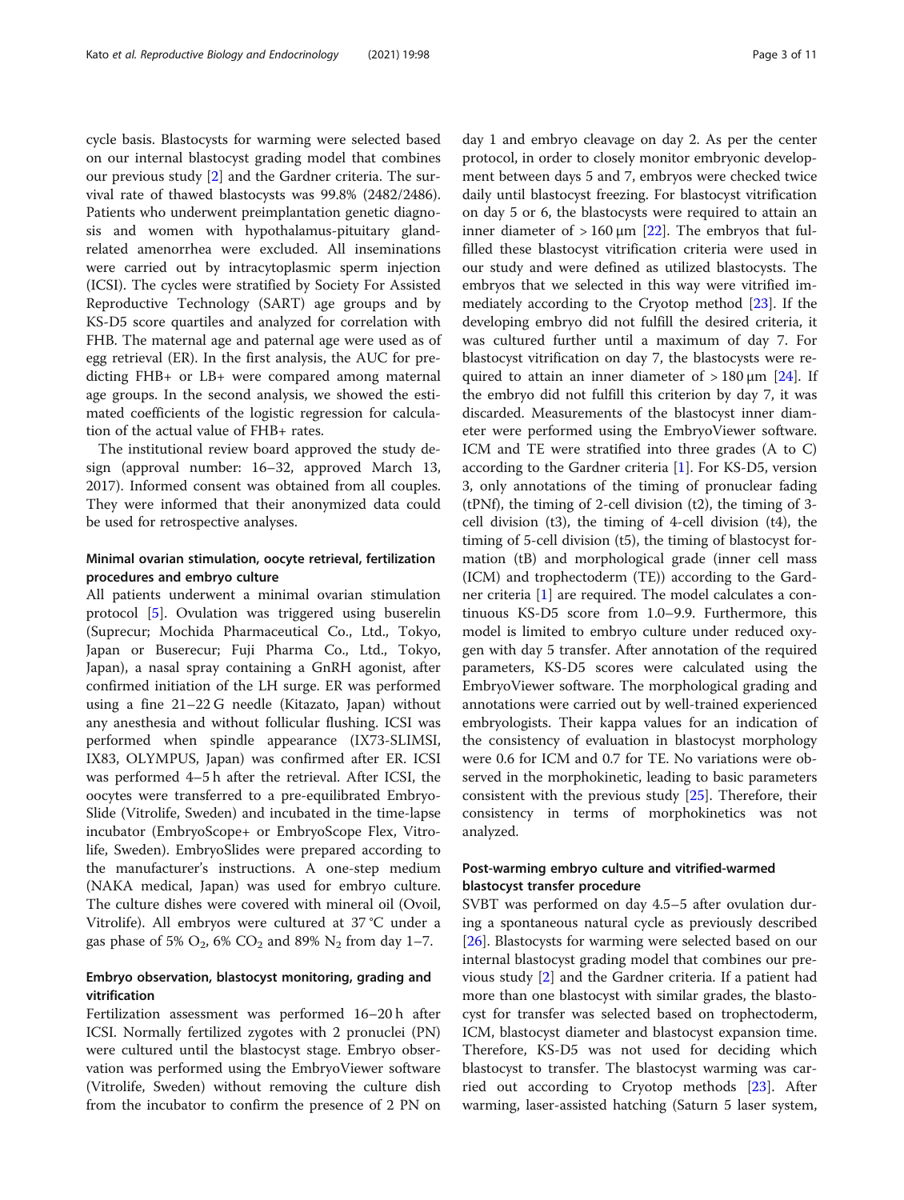cycle basis. Blastocysts for warming were selected based on our internal blastocyst grading model that combines our previous study [2] and the Gardner criteria. The survival rate of thawed blastocysts was 99.8% (2482/2486). Patients who underwent preimplantation genetic diagnosis and women with hypothalamus-pituitary gland-related amenorrhea were excluded. All inseminations were carried out by intracytoplasmic sperm injection (ICSI). The cycles were stratified by Society For Assisted Reproductive Technology (SART) age groups and by KS-D5 score quartiles and analyzed for correlation with FHB. The maternal age and paternal age were used as of egg retrieval (ER). In the first analysis, the AUC for predicting FHB+ or LB+ were compared among maternal age groups. In the second analysis, we showed the estimated coefficients of the logistic regression for calculation of the actual value of FHB+ rates.

The institutional review board approved the study design (approval number: 16–32, approved March 13, 2017). Informed consent was obtained from all couples. They were informed that their anonymized data could be used for retrospective analyses.

### Minimal ovarian stimulation, oocyte retrieval, fertilization procedures and embryo culture

All patients underwent a minimal ovarian stimulation protocol [5]. Ovulation was triggered using buserelin (Suprecur; Mochida Pharmaceutical Co., Ltd., Tokyo, Japan or Buserecur; Fuji Pharma Co., Ltd., Tokyo, Japan), a nasal spray containing a GnRH agonist, after confirmed initiation of the LH surge. ER was performed using a fine 21–22 G needle (Kitazato, Japan) without any anesthesia and without follicular flushing. ICSI was performed when spindle appearance (IX73-SLIMSI, IX83, OLYMPUS, Japan) was confirmed after ER. ICSI was performed 4–5 h after the retrieval. After ICSI, the oocytes were transferred to a pre-equilibrated EmbryoSlide (Vitrolife, Sweden) and incubated in the time-lapse incubator (EmbryoScope+ or EmbryoScope Flex, Vitrolife, Sweden). EmbryoSlides were prepared according to the manufacturer's instructions. A one-step medium (NAKA medical, Japan) was used for embryo culture. The culture dishes were covered with mineral oil (Ovoil, Vitrolife). All embryos were cultured at 37 °C under a gas phase of 5% $O_2$, 6% $CO_2$ and 89% $N_2$ from day 1–7.

### Embryo observation, blastocyst monitoring, grading and vitrification

Fertilization assessment was performed 16–20 h after ICSI. Normally fertilized zygotes with 2 pronuclei (PN) were cultured until the blastocyst stage. Embryo observation was performed using the EmbryoViewer software (Vitrolife, Sweden) without removing the culture dish from the incubator to confirm the presence of 2 PN on day 1 and embryo cleavage on day 2. As per the center protocol, in order to closely monitor embryonic development between days 5 and 7, embryos were checked twice daily until blastocyst freezing. For blastocyst vitrification on day 5 or 6, the blastocysts were required to attain an inner diameter of > 160 μm [22]. The embryos that fulfilled these blastocyst vitrification criteria were used in our study and were defined as utilized blastocysts. The embryos that we selected in this way were vitrified immediately according to the Cryotop method [23]. If the developing embryo did not fulfill the desired criteria, it was cultured further until a maximum of day 7. For blastocyst vitrification on day 7, the blastocysts were required to attain an inner diameter of > 180 μm [24]. If the embryo did not fulfill this criterion by day 7, it was discarded. Measurements of the blastocyst inner diameter were performed using the EmbryoViewer software. ICM and TE were stratified into three grades (A to C) according to the Gardner criteria [1]. For KS-D5, version 3, only annotations of the timing of pronuclear fading (tPNf), the timing of 2-cell division (t2), the timing of 3-cell division (t3), the timing of 4-cell division (t4), the timing of 5-cell division (t5), the timing of blastocyst formation (tB) and morphological grade (inner cell mass (ICM) and trophectoderm (TE)) according to the Gardner criteria [1] are required. The model calculates a continuous KS-D5 score from 1.0–9.9. Furthermore, this model is limited to embryo culture under reduced oxygen with day 5 transfer. After annotation of the required parameters, KS-D5 scores were calculated using the EmbryoViewer software. The morphological grading and annotations were carried out by well-trained experienced embryologists. Their kappa values for an indication of the consistency of evaluation in blastocyst morphology were 0.6 for ICM and 0.7 for TE. No variations were observed in the morphokinetic, leading to basic parameters consistent with the previous study [25]. Therefore, their consistency in terms of morphokinetics was not analyzed.

### Post-warming embryo culture and vitrified-warmed blastocyst transfer procedure

SVBT was performed on day 4.5–5 after ovulation during a spontaneous natural cycle as previously described [26]. Blastocysts for warming were selected based on our internal blastocyst grading model that combines our previous study [2] and the Gardner criteria. If a patient had more than one blastocyst with similar grades, the blastocyst for transfer was selected based on trophectoderm, ICM, blastocyst diameter and blastocyst expansion time. Therefore, KS-D5 was not used for deciding which blastocyst to transfer. The blastocyst warming was carried out according to Cryotop methods [23]. After warming, laser-assisted hatching (Saturn 5 laser system,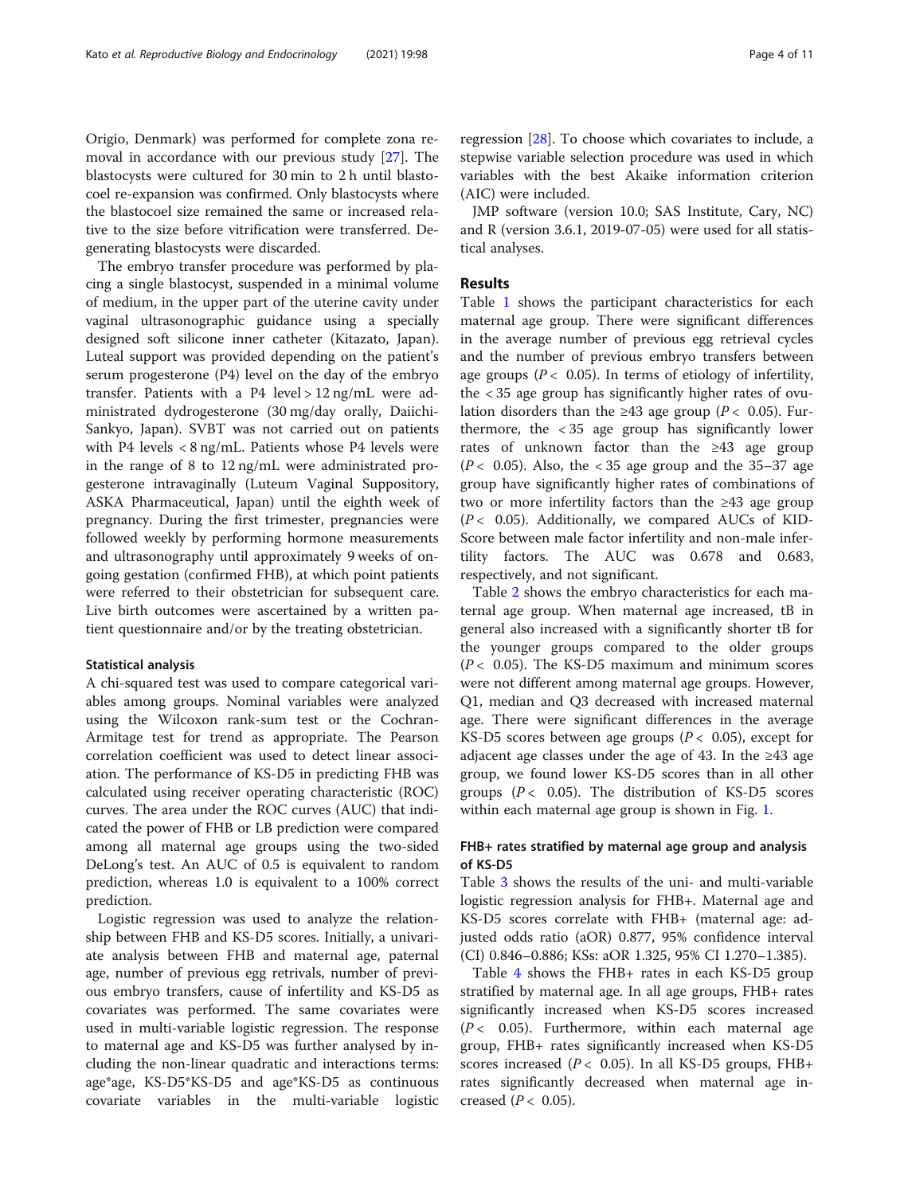Origio, Denmark) was performed for complete zona removal in accordance with our previous study [27]. The blastocysts were cultured for 30 min to 2 h until blastocoel re-expansion was confirmed. Only blastocysts where the blastocoel size remained the same or increased relative to the size before vitrification were transferred. Degenerating blastocysts were discarded.

The embryo transfer procedure was performed by placing a single blastocyst, suspended in a minimal volume of medium, in the upper part of the uterine cavity under vaginal ultrasonographic guidance using a specially designed soft silicone inner catheter (Kitazato, Japan). Luteal support was provided depending on the patient's serum progesterone (P4) level on the day of the embryo transfer. Patients with a P4 level > 12 ng/mL were administrated dydrogesterone (30 mg/day orally, Daiichi-Sankyo, Japan). SVBT was not carried out on patients with P4 levels < 8 ng/mL. Patients whose P4 levels were in the range of 8 to 12 ng/mL were administrated progesterone intravaginally (Luteum Vaginal Suppository, ASKA Pharmaceutical, Japan) until the eighth week of pregnancy. During the first trimester, pregnancies were followed weekly by performing hormone measurements and ultrasonography until approximately 9 weeks of ongoing gestation (confirmed FHB), at which point patients were referred to their obstetrician for subsequent care. Live birth outcomes were ascertained by a written patient questionnaire and/or by the treating obstetrician.

### Statistical analysis

A chi-squared test was used to compare categorical variables among groups. Nominal variables were analyzed using the Wilcoxon rank-sum test or the Cochran-Armitage test for trend as appropriate. The Pearson correlation coefficient was used to detect linear association. The performance of KS-D5 in predicting FHB was calculated using receiver operating characteristic (ROC) curves. The area under the ROC curves (AUC) that indicated the power of FHB or LB prediction were compared among all maternal age groups using the two-sided DeLong's test. An AUC of 0.5 is equivalent to random prediction, whereas 1.0 is equivalent to a 100% correct prediction.

Logistic regression was used to analyze the relationship between FHB and KS-D5 scores. Initially, a univariate analysis between FHB and maternal age, paternal age, number of previous egg retrivals, number of previous embryo transfers, cause of infertility and KS-D5 as covariates was performed. The same covariates were used in multi-variable logistic regression. The response to maternal age and KS-D5 was further analysed by including the non-linear quadratic and interactions terms: age*age, KS-D5*KS-D5 and age*KS-D5 as continuous covariate variables in the multi-variable logistic regression [28]. To choose which covariates to include, a stepwise variable selection procedure was used in which variables with the best Akaike information criterion (AIC) were included.

JMP software (version 10.0; SAS Institute, Cary, NC) and R (version 3.6.1, 2019-07-05) were used for all statistical analyses.

## Results

Table 1 shows the participant characteristics for each maternal age group. There were significant differences in the average number of previous egg retrieval cycles and the number of previous embryo transfers between age groups ($P < 0.05$). In terms of etiology of infertility, the < 35 age group has significantly higher rates of ovulation disorders than the ≥43 age group ($P < 0.05$). Furthermore, the < 35 age group has significantly lower rates of unknown factor than the ≥43 age group ($P < 0.05$). Also, the < 35 age group and the 35–37 age group have significantly higher rates of combinations of two or more infertility factors than the ≥43 age group ($P < 0.05$). Additionally, we compared AUCs of KID-Score between male factor infertility and non-male infertility factors. The AUC was 0.678 and 0.683, respectively, and not significant.

Table 2 shows the embryo characteristics for each maternal age group. When maternal age increased, tB in general also increased with a significantly shorter tB for the younger groups compared to the older groups ($P < 0.05$). The KS-D5 maximum and minimum scores were not different among maternal age groups. However, Q1, median and Q3 decreased with increased maternal age. There were significant differences in the average KS-D5 scores between age groups ($P < 0.05$), except for adjacent age classes under the age of 43. In the ≥43 age group, we found lower KS-D5 scores than in all other groups ($P < 0.05$). The distribution of KS-D5 scores within each maternal age group is shown in Fig. 1.

### FHB+ rates stratified by maternal age group and analysis of KS-D5

Table 3 shows the results of the uni- and multi-variable logistic regression analysis for FHB+. Maternal age and KS-D5 scores correlate with FHB+ (maternal age: adjusted odds ratio (aOR) 0.877, 95% confidence interval (CI) 0.846–0.886; KSs: aOR 1.325, 95% CI 1.270–1.385).

Table 4 shows the FHB+ rates in each KS-D5 group stratified by maternal age. In all age groups, FHB+ rates significantly increased when KS-D5 scores increased ($P < 0.05$). Furthermore, within each maternal age group, FHB+ rates significantly increased when KS-D5 scores increased ($P < 0.05$). In all KS-D5 groups, FHB+ rates significantly decreased when maternal age increased ($P < 0.05$).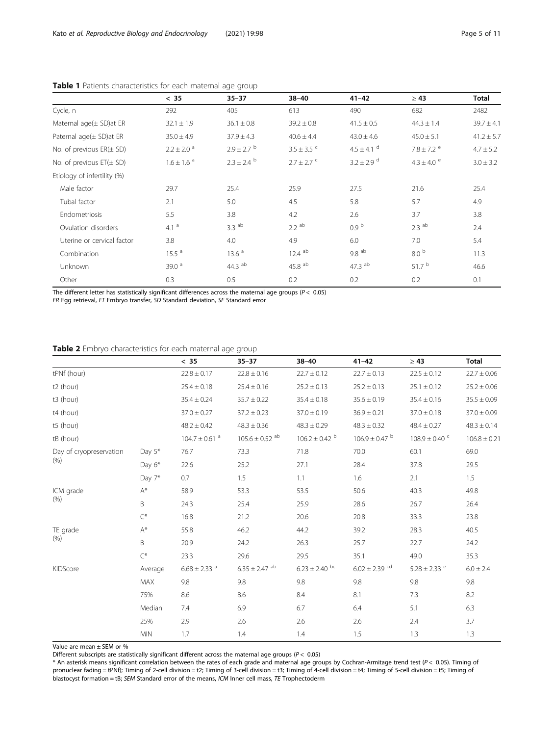**Table 1** Patients characteristics for each maternal age group

| | < 35 | 35–37 | 38–40 | 41–42 | ≥ 43 | Total |
|---|---|---|---|---|---|---|
| Cycle, n | 292 | 405 | 613 | 490 | 682 | 2482 |
| Maternal age(± SD)at ER | 32.1 ± 1.9 | 36.1 ± 0.8 | 39.2 ± 0.8 | 41.5 ± 0.5 | 44.3 ± 1.4 | 39.7 ± 4.1 |
| Paternal age(± SD)at ER | 35.0 ± 4.9 | 37.9 ± 4.3 | 40.6 ± 4.4 | 43.0 ± 4.6 | 45.0 ± 5.1 | 41.2 ± 5.7 |
| No. of previous ER(± SD) | 2.2 ± 2.0 [a] | 2.9 ± 2.7 [b] | 3.5 ± 3.5 [c] | 4.5 ± 4.1 [d] | 7.8 ± 7.2 [e] | 4.7 ± 5.2 |
| No. of previous ET(± SD) | 1.6 ± 1.6 [a] | 2.3 ± 2.4 [b] | 2.7 ± 2.7 [c] | 3.2 ± 2.9 [d] | 4.3 ± 4.0 [e] | 3.0 ± 3.2 |
| Etiology of infertility (%) | | | | | | |
| Male factor | 29.7 | 25.4 | 25.9 | 27.5 | 21.6 | 25.4 |
| Tubal factor | 2.1 | 5.0 | 4.5 | 5.8 | 5.7 | 4.9 |
| Endometriosis | 5.5 | 3.8 | 4.2 | 2.6 | 3.7 | 3.8 |
| Ovulation disorders | 4.1 [a] | 3.3 [ab] | 2.2 [ab] | 0.9 [b] | 2.3 [ab] | 2.4 |
| Uterine or cervical factor | 3.8 | 4.0 | 4.9 | 6.0 | 7.0 | 5.4 |
| Combination | 15.5 [a] | 13.6 [a] | 12.4 [ab] | 9.8 [ab] | 8.0 [b] | 11.3 |
| Unknown | 39.0 [a] | 44.3 [ab] | 45.8 [ab] | 47.3 [ab] | 51.7 [b] | 46.6 |
| Other | 0.3 | 0.5 | 0.2 | 0.2 | 0.2 | 0.1 |

The different letter has statistically significant differences across the maternal age groups ($P < 0.05$)
*ER* Egg retrieval, *ET* Embryo transfer, *SD* Standard deviation, *SE* Standard error

**Table 2** Embryo characteristics for each maternal age group

| | | < 35 | 35–37 | 38–40 | 41–42 | ≥ 43 | Total |
|---|---|---|---|---|---|---|---|
| tPNf (hour) | | 22.8 ± 0.17 | 22.8 ± 0.16 | 22.7 ± 0.12 | 22.7 ± 0.13 | 22.5 ± 0.12 | 22.7 ± 0.06 |
| t2 (hour) | | 25.4 ± 0.18 | 25.4 ± 0.16 | 25.2 ± 0.13 | 25.2 ± 0.13 | 25.1 ± 0.12 | 25.2 ± 0.06 |
| t3 (hour) | | 35.4 ± 0.24 | 35.7 ± 0.22 | 35.4 ± 0.18 | 35.6 ± 0.19 | 35.4 ± 0.16 | 35.5 ± 0.09 |
| t4 (hour) | | 37.0 ± 0.27 | 37.2 ± 0.23 | 37.0 ± 0.19 | 36.9 ± 0.21 | 37.0 ± 0.18 | 37.0 ± 0.09 |
| t5 (hour) | | 48.2 ± 0.42 | 48.3 ± 0.36 | 48.3 ± 0.29 | 48.3 ± 0.32 | 48.4 ± 0.27 | 48.3 ± 0.14 |
| tB (hour) | | 104.7 ± 0.61 [a] | 105.6 ± 0.52 [ab] | 106.2 ± 0.42 [b] | 106.9 ± 0.47 [b] | 108.9 ± 0.40 [c] | 106.8 ± 0.21 |
| Day of cryopreservation (%) | Day 5* | 76.7 | 73.3 | 71.8 | 70.0 | 60.1 | 69.0 |
| | Day 6* | 22.6 | 25.2 | 27.1 | 28.4 | 37.8 | 29.5 |
| | Day 7* | 0.7 | 1.5 | 1.1 | 1.6 | 2.1 | 1.5 |
| ICM grade (%) | A* | 58.9 | 53.3 | 53.5 | 50.6 | 40.3 | 49.8 |
| | B | 24.3 | 25.4 | 25.9 | 28.6 | 26.7 | 26.4 |
| | C* | 16.8 | 21.2 | 20.6 | 20.8 | 33.3 | 23.8 |
| TE grade (%) | A* | 55.8 | 46.2 | 44.2 | 39.2 | 28.3 | 40.5 |
| | B | 20.9 | 24.2 | 26.3 | 25.7 | 22.7 | 24.2 |
| | C* | 23.3 | 29.6 | 29.5 | 35.1 | 49.0 | 35.3 |
| KIDScore | Average | 6.68 ± 2.33 [a] | 6.35 ± 2.47 [ab] | 6.23 ± 2.40 [bc] | 6.02 ± 2.39 [cd] | 5.28 ± 2.33 [e] | 6.0 ± 2.4 |
| | MAX | 9.8 | 9.8 | 9.8 | 9.8 | 9.8 | 9.8 |
| | 75% | 8.6 | 8.6 | 8.4 | 8.1 | 7.3 | 8.2 |
| | Median | 7.4 | 6.9 | 6.7 | 6.4 | 5.1 | 6.3 |
| | 25% | 2.9 | 2.6 | 2.6 | 2.6 | 2.4 | 3.7 |
| | MIN | 1.7 | 1.4 | 1.4 | 1.5 | 1.3 | 1.3 |

Value are mean ± SEM or %
Different subscripts are statistically significant different across the maternal age groups ($P < 0.05$)
* An asterisk means significant correlation between the rates of each grade and maternal age groups by Cochran-Armitage trend test ($P < 0.05$). Timing of pronuclear fading = tPNf; Timing of 2-cell division = t2; Timing of 3-cell division = t3; Timing of 4-cell division = t4; Timing of 5-cell division = t5; Timing of blastocyst formation = tB; *SEM* Standard error of the means, *ICM* Inner cell mass, *TE* Trophectoderm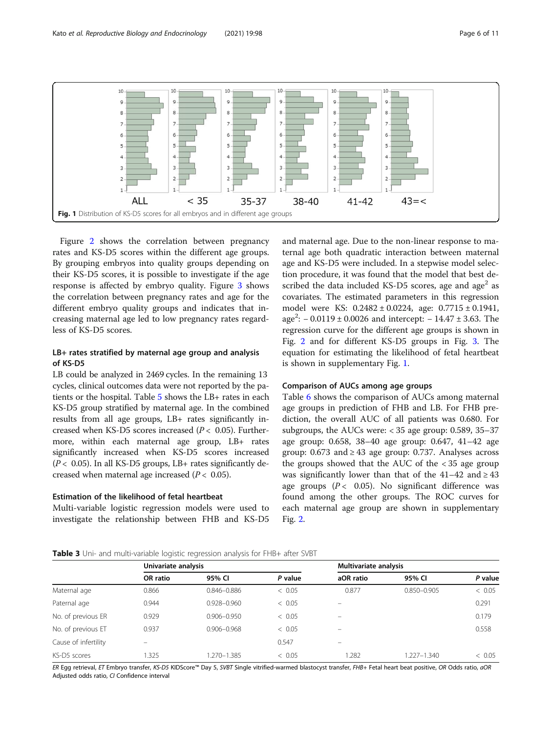Fig. 1 Distribution of KS-D5 scores for all embryos and in different age groups

Figure 2 shows the correlation between pregnancy rates and KS-D5 scores within the different age groups. By grouping embryos into quality groups depending on their KS-D5 scores, it is possible to investigate if the age response is affected by embryo quality. Figure 3 shows the correlation between pregnancy rates and age for the different embryo quality groups and indicates that increasing maternal age led to low pregnancy rates regardless of KS-D5 scores.

### LB+ rates stratified by maternal age group and analysis of KS-D5

LB could be analyzed in 2469 cycles. In the remaining 13 cycles, clinical outcomes data were not reported by the patients or the hospital. Table 5 shows the LB+ rates in each KS-D5 group stratified by maternal age. In the combined results from all age groups, LB+ rates significantly increased when KS-D5 scores increased ($P < 0.05$). Furthermore, within each maternal age group, LB+ rates significantly increased when KS-D5 scores increased ($P < 0.05$). In all KS-D5 groups, LB+ rates significantly decreased when maternal age increased ($P < 0.05$).

### Estimation of the likelihood of fetal heartbeat

Multi-variable logistic regression models were used to investigate the relationship between FHB and KS-D5 and maternal age. Due to the non-linear response to maternal age both quadratic interaction between maternal age and KS-D5 were included. In a stepwise model selection procedure, it was found that the model that best described the data included KS-D5 scores, age and age$^2$ as covariates. The estimated parameters in this regression model were KS: $0.2482 \pm 0.0224$, age: $0.7715 \pm 0.1941$, age$^2$: $-0.0119 \pm 0.0026$ and intercept: $-14.47 \pm 3.63$. The regression curve for the different age groups is shown in Fig. 2 and for different KS-D5 groups in Fig. 3. The equation for estimating the likelihood of fetal heartbeat is shown in supplementary Fig. 1.

### Comparison of AUCs among age groups

Table 6 shows the comparison of AUCs among maternal age groups in prediction of FHB and LB. For FHB prediction, the overall AUC of all patients was 0.680. For subgroups, the AUCs were: < 35 age group: 0.589, 35–37 age group: 0.658, 38–40 age group: 0.647, 41–42 age group: 0.673 and ≥ 43 age group: 0.737. Analyses across the groups showed that the AUC of the < 35 age group was significantly lower than that of the 41–42 and ≥ 43 age groups ($P < 0.05$). No significant difference was found among the other groups. The ROC curves for each maternal age group are shown in supplementary Fig. 2.

**Table 3** Uni- and multi-variable logistic regression analysis for FHB+ after SVBT

| | Univariate analysis | | | Multivariate analysis | | |
|---|---|---|---|---|---|---|
| | OR ratio | 95% CI | *P* value | aOR ratio | 95% CI | *P* value |
| Maternal age | 0.866 | 0.846–0.886 | < 0.05 | 0.877 | 0.850–0.905 | < 0.05 |
| Paternal age | 0.944 | 0.928–0.960 | < 0.05 | – | | 0.291 |
| No. of previous ER | 0.929 | 0.906–0.950 | < 0.05 | – | | 0.179 |
| No. of previous ET | 0.937 | 0.906–0.968 | < 0.05 | – | | 0.558 |
| Cause of infertility | – | | 0.547 | – | | |
| KS-D5 scores | 1.325 | 1.270–1.385 | < 0.05 | 1.282 | 1.227–1.340 | < 0.05 |

*ER* Egg retrieval, *ET* Embryo transfer, *KS-D5* KIDScore™ Day 5, *SVBT* Single vitrified-warmed blastocyst transfer, *FHB+* Fetal heart beat positive, *OR* Odds ratio, *aOR* Adjusted odds ratio, *CI* Confidence interval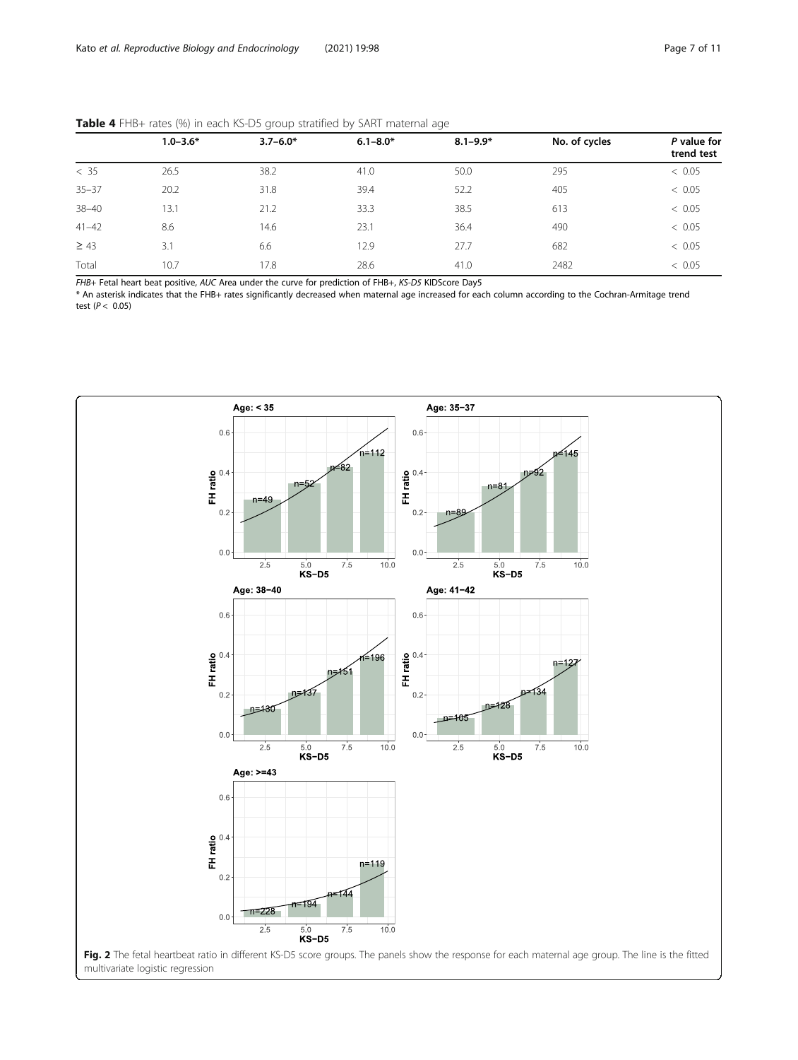**Table 4** FHB+ rates (%) in each KS-D5 group stratified by SART maternal age

| | 1.0–3.6* | 3.7–6.0* | 6.1–8.0* | 8.1–9.9* | No. of cycles | *P* value for trend test |
|---|---|---|---|---|---|---|
| < 35 | 26.5 | 38.2 | 41.0 | 50.0 | 295 | < 0.05 |
| 35–37 | 20.2 | 31.8 | 39.4 | 52.2 | 405 | < 0.05 |
| 38–40 | 13.1 | 21.2 | 33.3 | 38.5 | 613 | < 0.05 |
| 41–42 | 8.6 | 14.6 | 23.1 | 36.4 | 490 | < 0.05 |
| ≥ 43 | 3.1 | 6.6 | 12.9 | 27.7 | 682 | < 0.05 |
| Total | 10.7 | 17.8 | 28.6 | 41.0 | 2482 | < 0.05 |

*FHB+* Fetal heart beat positive, *AUC* Area under the curve for prediction of FHB+, *KS-D5* KIDScore Day5

* An asterisk indicates that the FHB+ rates significantly decreased when maternal age increased for each column according to the Cochran-Armitage trend test ($P < 0.05$)

**Fig. 2** The fetal heartbeat ratio in different KS-D5 score groups. The panels show the response for each maternal age group. The line is the fitted multivariate logistic regression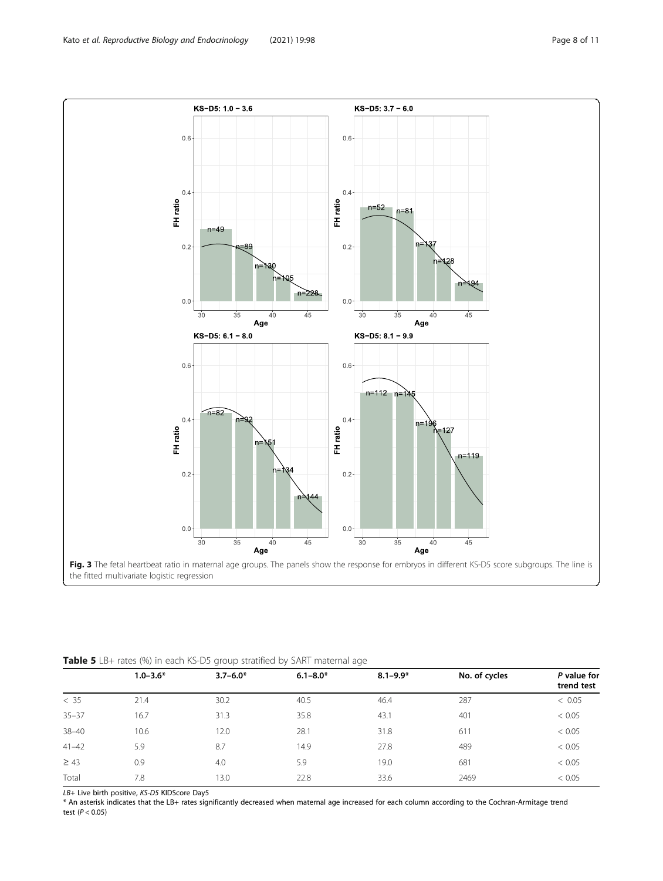**Fig. 3** The fetal heartbeat ratio in maternal age groups. The panels show the response for embryos in different KS-D5 score subgroups. The line is the fitted multivariate logistic regression

**Table 5** LB+ rates (%) in each KS-D5 group stratified by SART maternal age

| | 1.0–3.6* | 3.7–6.0* | 6.1–8.0* | 8.1–9.9* | No. of cycles | *P* value for trend test |
|---|---|---|---|---|---|---|
| < 35 | 21.4 | 30.2 | 40.5 | 46.4 | 287 | < 0.05 |
| 35–37 | 16.7 | 31.3 | 35.8 | 43.1 | 401 | < 0.05 |
| 38–40 | 10.6 | 12.0 | 28.1 | 31.8 | 611 | < 0.05 |
| 41–42 | 5.9 | 8.7 | 14.9 | 27.8 | 489 | < 0.05 |
| ≥ 43 | 0.9 | 4.0 | 5.9 | 19.0 | 681 | < 0.05 |
| Total | 7.8 | 13.0 | 22.8 | 33.6 | 2469 | < 0.05 |

*LB+* Live birth positive, *KS-D5* KIDScore Day5

* An asterisk indicates that the LB+ rates significantly decreased when maternal age increased for each column according to the Cochran-Armitage trend test ($P < 0.05$)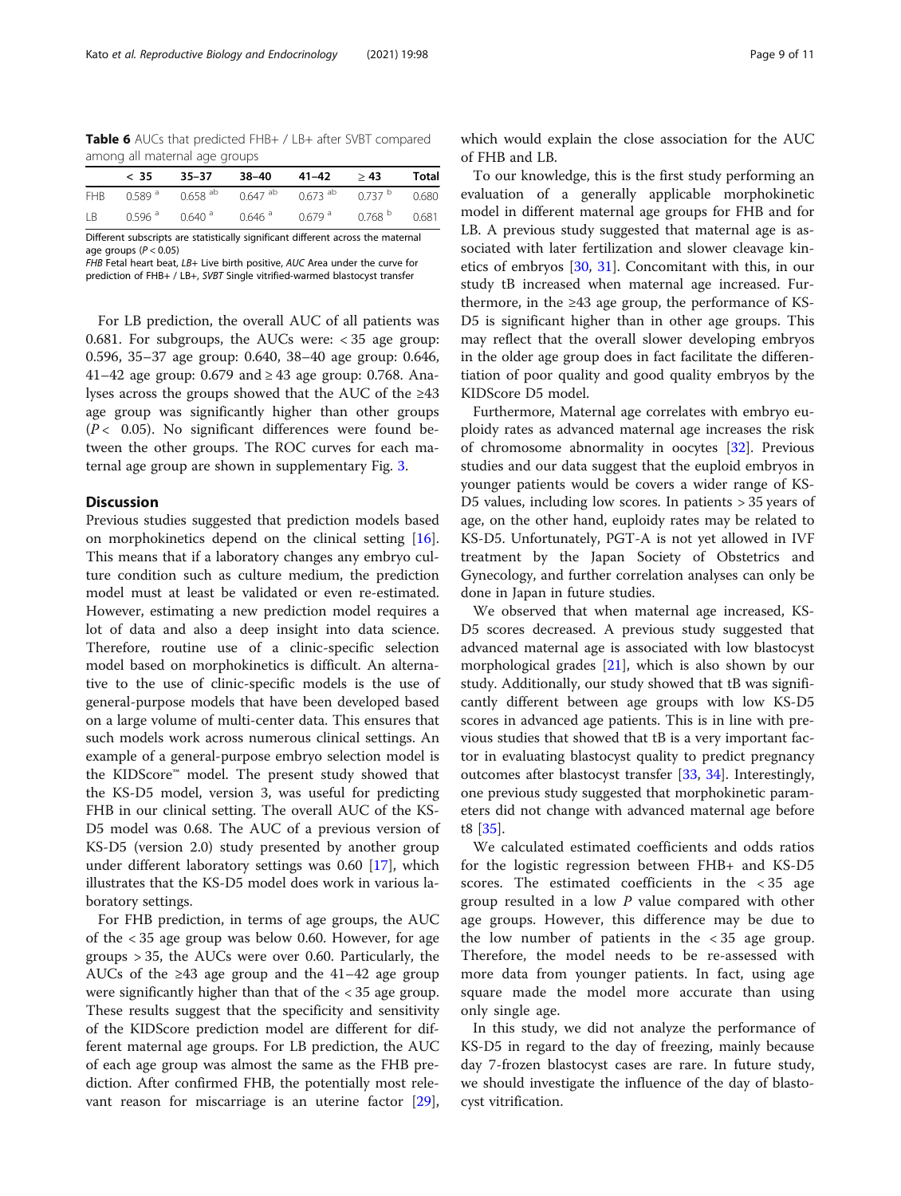**Table 6** AUCs that predicted FHB+ / LB+ after SVBT compared among all maternal age groups

| | < 35 | 35–37 | 38–40 | 41–42 | ≥ 43 | Total |
|---|---|---|---|---|---|---|
| FHB | 0.589 [a] | 0.658 [ab] | 0.647 [ab] | 0.673 [ab] | 0.737 [b] | 0.680 |
| LB | 0.596 [a] | 0.640 [a] | 0.646 [a] | 0.679 [a] | 0.768 [b] | 0.681 |

Different subscripts are statistically significant different across the maternal age groups ($P < 0.05$)

*FHB* Fetal heart beat, *LB+* Live birth positive, *AUC* Area under the curve for prediction of FHB+ / LB+, *SVBT* Single vitrified-warmed blastocyst transfer

For LB prediction, the overall AUC of all patients was 0.681. For subgroups, the AUCs were: < 35 age group: 0.596, 35–37 age group: 0.640, 38–40 age group: 0.646, 41–42 age group: 0.679 and ≥ 43 age group: 0.768. Analyses across the groups showed that the AUC of the ≥43 age group was significantly higher than other groups ($P < 0.05$). No significant differences were found between the other groups. The ROC curves for each maternal age group are shown in supplementary Fig. 3.

## Discussion

Previous studies suggested that prediction models based on morphokinetics depend on the clinical setting [16]. This means that if a laboratory changes any embryo culture condition such as culture medium, the prediction model must at least be validated or even re-estimated. However, estimating a new prediction model requires a lot of data and also a deep insight into data science. Therefore, routine use of a clinic-specific selection model based on morphokinetics is difficult. An alternative to the use of clinic-specific models is the use of general-purpose models that have been developed based on a large volume of multi-center data. This ensures that such models work across numerous clinical settings. An example of a general-purpose embryo selection model is the KIDScore™ model. The present study showed that the KS-D5 model, version 3, was useful for predicting FHB in our clinical setting. The overall AUC of the KS-D5 model was 0.68. The AUC of a previous version of KS-D5 (version 2.0) study presented by another group under different laboratory settings was 0.60 [17], which illustrates that the KS-D5 model does work in various laboratory settings.

For FHB prediction, in terms of age groups, the AUC of the < 35 age group was below 0.60. However, for age groups > 35, the AUCs were over 0.60. Particularly, the AUCs of the ≥43 age group and the 41–42 age group were significantly higher than that of the < 35 age group. These results suggest that the specificity and sensitivity of the KIDScore prediction model are different for different maternal age groups. For LB prediction, the AUC of each age group was almost the same as the FHB prediction. After confirmed FHB, the potentially most relevant reason for miscarriage is an uterine factor [29], which would explain the close association for the AUC of FHB and LB.

To our knowledge, this is the first study performing an evaluation of a generally applicable morphokinetic model in different maternal age groups for FHB and for LB. A previous study suggested that maternal age is associated with later fertilization and slower cleavage kinetics of embryos [30, 31]. Concomitant with this, in our study tB increased when maternal age increased. Furthermore, in the ≥43 age group, the performance of KS-D5 is significant higher than in other age groups. This may reflect that the overall slower developing embryos in the older age group does in fact facilitate the differentiation of poor quality and good quality embryos by the KIDScore D5 model.

Furthermore, Maternal age correlates with embryo euploidy rates as advanced maternal age increases the risk of chromosome abnormality in oocytes [32]. Previous studies and our data suggest that the euploid embryos in younger patients would be covers a wider range of KS-D5 values, including low scores. In patients > 35 years of age, on the other hand, euploidy rates may be related to KS-D5. Unfortunately, PGT-A is not yet allowed in IVF treatment by the Japan Society of Obstetrics and Gynecology, and further correlation analyses can only be done in Japan in future studies.

We observed that when maternal age increased, KS-D5 scores decreased. A previous study suggested that advanced maternal age is associated with low blastocyst morphological grades [21], which is also shown by our study. Additionally, our study showed that tB was significantly different between age groups with low KS-D5 scores in advanced age patients. This is in line with previous studies that showed that tB is a very important factor in evaluating blastocyst quality to predict pregnancy outcomes after blastocyst transfer [33, 34]. Interestingly, one previous study suggested that morphokinetic parameters did not change with advanced maternal age before t8 [35].

We calculated estimated coefficients and odds ratios for the logistic regression between FHB+ and KS-D5 scores. The estimated coefficients in the < 35 age group resulted in a low $P$ value compared with other age groups. However, this difference may be due to the low number of patients in the < 35 age group. Therefore, the model needs to be re-assessed with more data from younger patients. In fact, using age square made the model more accurate than using only single age.

In this study, we did not analyze the performance of KS-D5 in regard to the day of freezing, mainly because day 7-frozen blastocyst cases are rare. In future study, we should investigate the influence of the day of blastocyst vitrification.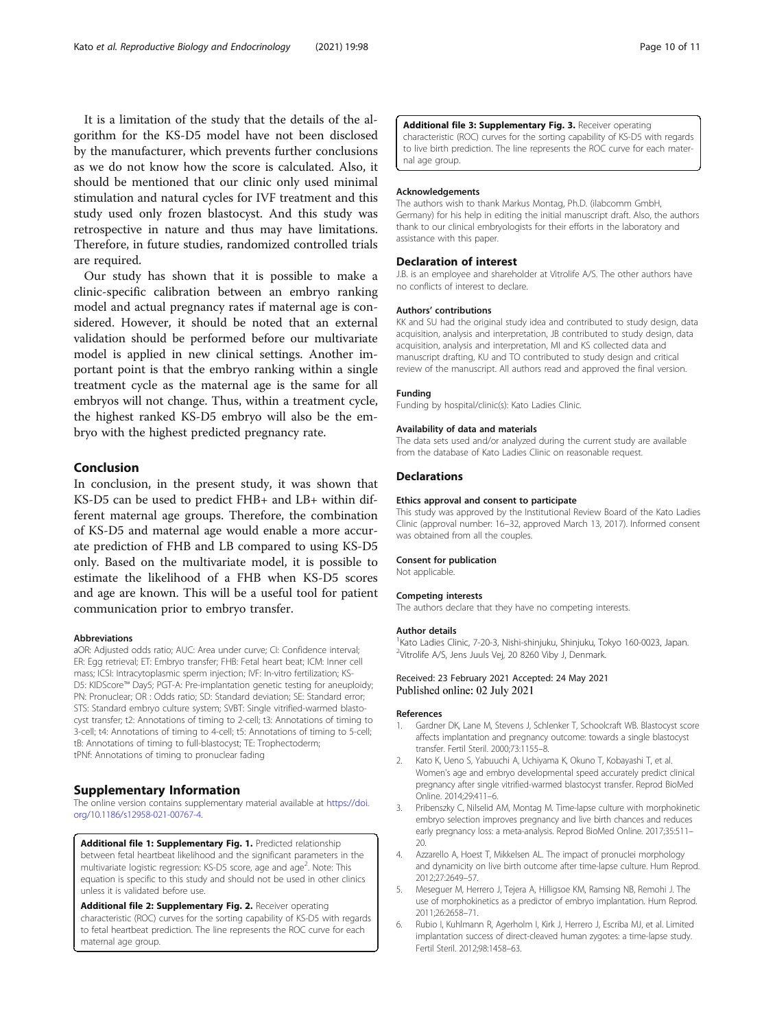It is a limitation of the study that the details of the algorithm for the KS-D5 model have not been disclosed by the manufacturer, which prevents further conclusions as we do not know how the score is calculated. Also, it should be mentioned that our clinic only used minimal stimulation and natural cycles for IVF treatment and this study used only frozen blastocyst. And this study was retrospective in nature and thus may have limitations. Therefore, in future studies, randomized controlled trials are required.

Our study has shown that it is possible to make a clinic-specific calibration between an embryo ranking model and actual pregnancy rates if maternal age is considered. However, it should be noted that an external validation should be performed before our multivariate model is applied in new clinical settings. Another important point is that the embryo ranking within a single treatment cycle as the maternal age is the same for all embryos will not change. Thus, within a treatment cycle, the highest ranked KS-D5 embryo will also be the embryo with the highest predicted pregnancy rate.

## Conclusion

In conclusion, in the present study, it was shown that KS-D5 can be used to predict FHB+ and LB+ within different maternal age groups. Therefore, the combination of KS-D5 and maternal age would enable a more accurate prediction of FHB and LB compared to using KS-D5 only. Based on the multivariate model, it is possible to estimate the likelihood of a FHB when KS-D5 scores and age are known. This will be a useful tool for patient communication prior to embryo transfer.

#### Abbreviations

aOR: Adjusted odds ratio; AUC: Area under curve; CI: Confidence interval; ER: Egg retrieval; ET: Embryo transfer; FHB: Fetal heart beat; ICM: Inner cell mass; ICSI: Intracytoplasmic sperm injection; IVF: In-vitro fertilization; KS-D5: KIDScore™ Day5; PGT-A: Pre-implantation genetic testing for aneuploidy; PN: Pronuclear; OR : Odds ratio; SD: Standard deviation; SE: Standard error; STS: Standard embryo culture system; SVBT: Single vitrified-warmed blastocyst transfer; t2: Annotations of timing to 2-cell; t3: Annotations of timing to 3-cell; t4: Annotations of timing to 4-cell; t5: Annotations of timing to 5-cell; tB: Annotations of timing to full-blastocyst; TE: Trophectoderm; tPNf: Annotations of timing to pronuclear fading

## Supplementary Information

The online version contains supplementary material available at https://doi.org/10.1186/s12958-021-00767-4.

**Additional file 1: Supplementary Fig. 1.** Predicted relationship between fetal heartbeat likelihood and the significant parameters in the multivariate logistic regression: KS-D5 score, age and age$^2$. Note: This equation is specific to this study and should not be used in other clinics unless it is validated before use.

**Additional file 2: Supplementary Fig. 2.** Receiver operating characteristic (ROC) curves for the sorting capability of KS-D5 with regards to fetal heartbeat prediction. The line represents the ROC curve for each maternal age group.

**Additional file 3: Supplementary Fig. 3.** Receiver operating characteristic (ROC) curves for the sorting capability of KS-D5 with regards to live birth prediction. The line represents the ROC curve for each maternal age group.

#### Acknowledgements

The authors wish to thank Markus Montag, Ph.D. (ilabcomm GmbH, Germany) for his help in editing the initial manuscript draft. Also, the authors thank to our clinical embryologists for their efforts in the laboratory and assistance with this paper.

### Declaration of interest

J.B. is an employee and shareholder at Vitrolife A/S. The other authors have no conflicts of interest to declare.

#### Authors' contributions

KK and SU had the original study idea and contributed to study design, data acquisition, analysis and interpretation, JB contributed to study design, data acquisition, analysis and interpretation, MI and KS collected data and manuscript drafting, KU and TO contributed to study design and critical review of the manuscript. All authors read and approved the final version.

#### Funding

Funding by hospital/clinic(s): Kato Ladies Clinic.

#### Availability of data and materials

The data sets used and/or analyzed during the current study are available from the database of Kato Ladies Clinic on reasonable request.

### Declarations

#### Ethics approval and consent to participate

This study was approved by the Institutional Review Board of the Kato Ladies Clinic (approval number: 16–32, approved March 13, 2017). Informed consent was obtained from all the couples.

#### Consent for publication

Not applicable.

#### Competing interests

The authors declare that they have no competing interests.

#### Author details

[1]Kato Ladies Clinic, 7-20-3, Nishi-shinjuku, Shinjuku, Tokyo 160-0023, Japan. [2]Vitrolife A/S, Jens Juuls Vej, 20 8260 Viby J, Denmark.

Received: 23 February 2021 Accepted: 24 May 2021
Published online: 02 July 2021

#### References

1. Gardner DK, Lane M, Stevens J, Schlenker T, Schoolcraft WB. Blastocyst score affects implantation and pregnancy outcome: towards a single blastocyst transfer. Fertil Steril. 2000;73:1155–8.
2. Kato K, Ueno S, Yabuuchi A, Uchiyama K, Okuno T, Kobayashi T, et al. Women's age and embryo developmental speed accurately predict clinical pregnancy after single vitrified-warmed blastocyst transfer. Reprod BioMed Online. 2014;29:411–6.
3. Pribenszky C, Nilselid AM, Montag M. Time-lapse culture with morphokinetic embryo selection improves pregnancy and live birth chances and reduces early pregnancy loss: a meta-analysis. Reprod BioMed Online. 2017;35:511–20.
4. Azzarello A, Hoest T, Mikkelsen AL. The impact of pronuclei morphology and dynamicity on live birth outcome after time-lapse culture. Hum Reprod. 2012;27:2649–57.
5. Meseguer M, Herrero J, Tejera A, Hilligsoe KM, Ramsing NB, Remohi J. The use of morphokinetics as a predictor of embryo implantation. Hum Reprod. 2011;26:2658–71.
6. Rubio I, Kuhlmann R, Agerholm I, Kirk J, Herrero J, Escriba MJ, et al. Limited implantation success of direct-cleaved human zygotes: a time-lapse study. Fertil Steril. 2012;98:1458–63.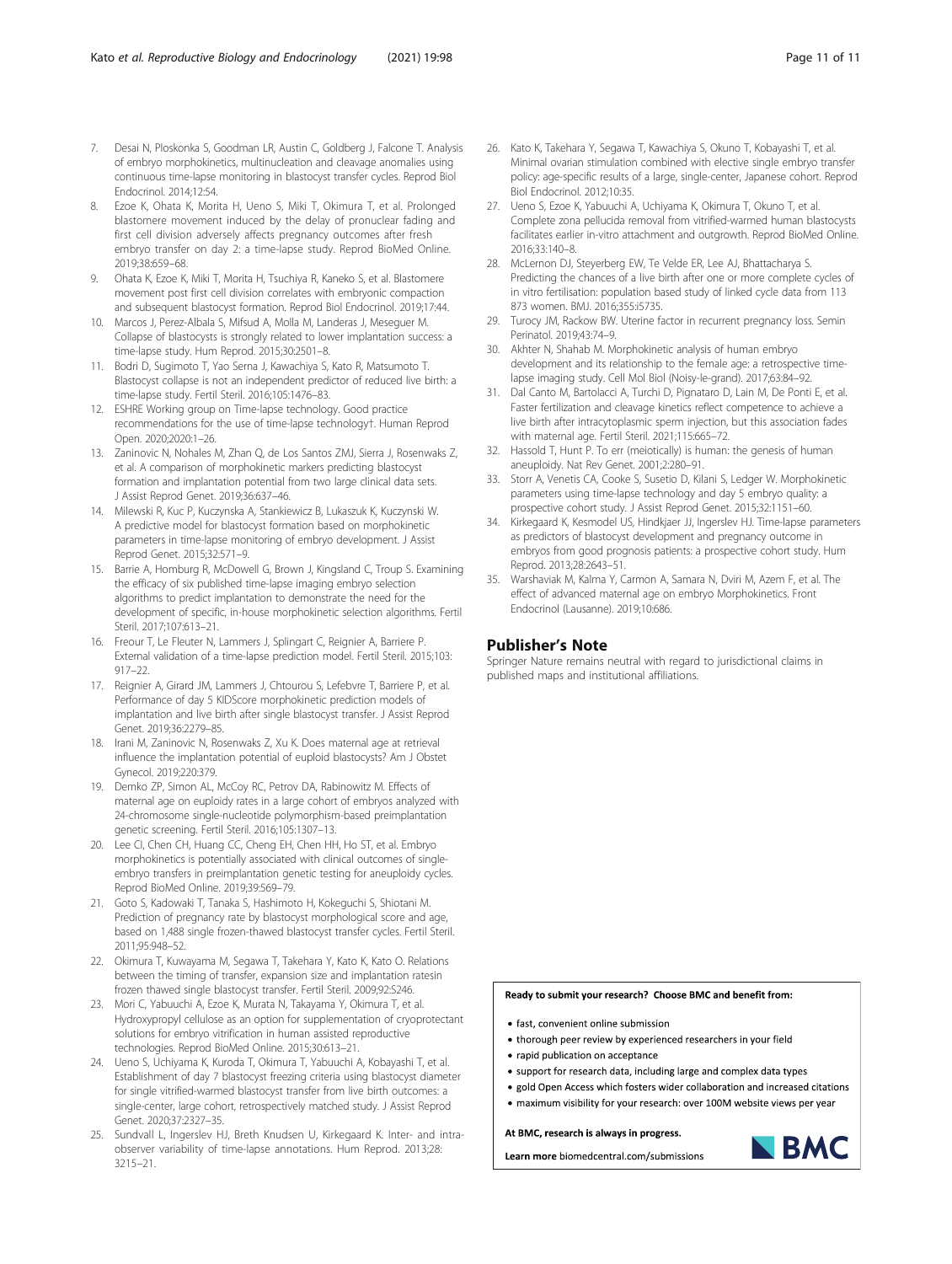7. Desai N, Ploskonka S, Goodman LR, Austin C, Goldberg J, Falcone T. Analysis of embryo morphokinetics, multinucleation and cleavage anomalies using continuous time-lapse monitoring in blastocyst transfer cycles. Reprod Biol Endocrinol. 2014;12:54.
8. Ezoe K, Ohata K, Morita H, Ueno S, Miki T, Okimura T, et al. Prolonged blastomere movement induced by the delay of pronuclear fading and first cell division adversely affects pregnancy outcomes after fresh embryo transfer on day 2: a time-lapse study. Reprod BioMed Online. 2019;38:659–68.
9. Ohata K, Ezoe K, Miki T, Morita H, Tsuchiya R, Kaneko S, et al. Blastomere movement post first cell division correlates with embryonic compaction and subsequent blastocyst formation. Reprod Biol Endocrinol. 2019;17:44.
10. Marcos J, Perez-Albala S, Mifsud A, Molla M, Landeras J, Meseguer M. Collapse of blastocysts is strongly related to lower implantation success: a time-lapse study. Hum Reprod. 2015;30:2501–8.
11. Bodri D, Sugimoto T, Yao Serna J, Kawachiya S, Kato R, Matsumoto T. Blastocyst collapse is not an independent predictor of reduced live birth: a time-lapse study. Fertil Steril. 2016;105:1476–83.
12. ESHRE Working group on Time-lapse technology. Good practice recommendations for the use of time-lapse technology†. Human Reprod Open. 2020;2020:1–26.
13. Zaninovic N, Nohales M, Zhan Q, de Los Santos ZMJ, Sierra J, Rosenwaks Z, et al. A comparison of morphokinetic markers predicting blastocyst formation and implantation potential from two large clinical data sets. J Assist Reprod Genet. 2019;36:637–46.
14. Milewski R, Kuc P, Kuczynska A, Stankiewicz B, Lukaszuk K, Kuczynski W. A predictive model for blastocyst formation based on morphokinetic parameters in time-lapse monitoring of embryo development. J Assist Reprod Genet. 2015;32:571–9.
15. Barrie A, Homburg R, McDowell G, Brown J, Kingsland C, Troup S. Examining the efficacy of six published time-lapse imaging embryo selection algorithms to predict implantation to demonstrate the need for the development of specific, in-house morphokinetic selection algorithms. Fertil Steril. 2017;107:613–21.
16. Freour T, Le Fleuter N, Lammers J, Splingart C, Reignier A, Barriere P. External validation of a time-lapse prediction model. Fertil Steril. 2015;103:917–22.
17. Reignier A, Girard JM, Lammers J, Chtourou S, Lefebvre T, Barriere P, et al. Performance of day 5 KIDScore morphokinetic prediction models of implantation and live birth after single blastocyst transfer. J Assist Reprod Genet. 2019;36:2279–85.
18. Irani M, Zaninovic N, Rosenwaks Z, Xu K. Does maternal age at retrieval influence the implantation potential of euploid blastocysts? Am J Obstet Gynecol. 2019;220:379.
19. Demko ZP, Simon AL, McCoy RC, Petrov DA, Rabinowitz M. Effects of maternal age on euploidy rates in a large cohort of embryos analyzed with 24-chromosome single-nucleotide polymorphism-based preimplantation genetic screening. Fertil Steril. 2016;105:1307–13.
20. Lee CI, Chen CH, Huang CC, Cheng EH, Chen HH, Ho ST, et al. Embryo morphokinetics is potentially associated with clinical outcomes of single-embryo transfers in preimplantation genetic testing for aneuploidy cycles. Reprod BioMed Online. 2019;39:569–79.
21. Goto S, Kadowaki T, Tanaka S, Hashimoto H, Kokeguchi S, Shiotani M. Prediction of pregnancy rate by blastocyst morphological score and age, based on 1,488 single frozen-thawed blastocyst transfer cycles. Fertil Steril. 2011;95:948–52.
22. Okimura T, Kuwayama M, Segawa T, Takehara Y, Kato K, Kato O. Relations between the timing of transfer, expansion size and implantation ratesin frozen thawed single blastocyst transfer. Fertil Steril. 2009;92:S246.
23. Mori C, Yabuuchi A, Ezoe K, Murata N, Takayama Y, Okimura T, et al. Hydroxypropyl cellulose as an option for supplementation of cryoprotectant solutions for embryo vitrification in human assisted reproductive technologies. Reprod BioMed Online. 2015;30:613–21.
24. Ueno S, Uchiyama K, Kuroda T, Okimura T, Yabuuchi A, Kobayashi T, et al. Establishment of day 7 blastocyst freezing criteria using blastocyst diameter for single vitrified-warmed blastocyst transfer from live birth outcomes: a single-center, large cohort, retrospectively matched study. J Assist Reprod Genet. 2020;37:2327–35.
25. Sundvall L, Ingerslev HJ, Breth Knudsen U, Kirkegaard K. Inter- and intra-observer variability of time-lapse annotations. Hum Reprod. 2013;28:3215–21.
26. Kato K, Takehara Y, Segawa T, Kawachiya S, Okuno T, Kobayashi T, et al. Minimal ovarian stimulation combined with elective single embryo transfer policy: age-specific results of a large, single-center, Japanese cohort. Reprod Biol Endocrinol. 2012;10:35.
27. Ueno S, Ezoe K, Yabuuchi A, Uchiyama K, Okimura T, Okuno T, et al. Complete zona pellucida removal from vitrified-warmed human blastocysts facilitates earlier in-vitro attachment and outgrowth. Reprod BioMed Online. 2016;33:140–8.
28. McLernon DJ, Steyerberg EW, Te Velde ER, Lee AJ, Bhattacharya S. Predicting the chances of a live birth after one or more complete cycles of in vitro fertilisation: population based study of linked cycle data from 113 873 women. BMJ. 2016;355:i5735.
29. Turocy JM, Rackow BW. Uterine factor in recurrent pregnancy loss. Semin Perinatol. 2019;43:74–9.
30. Akhter N, Shahab M. Morphokinetic analysis of human embryo development and its relationship to the female age: a retrospective time-lapse imaging study. Cell Mol Biol (Noisy-le-grand). 2017;63:84–92.
31. Dal Canto M, Bartolacci A, Turchi D, Pignataro D, Lain M, De Ponti E, et al. Faster fertilization and cleavage kinetics reflect competence to achieve a live birth after intracytoplasmic sperm injection, but this association fades with maternal age. Fertil Steril. 2021;115:665–72.
32. Hassold T, Hunt P. To err (meiotically) is human: the genesis of human aneuploidy. Nat Rev Genet. 2001;2:280–91.
33. Storr A, Venetis CA, Cooke S, Susetio D, Kilani S, Ledger W. Morphokinetic parameters using time-lapse technology and day 5 embryo quality: a prospective cohort study. J Assist Reprod Genet. 2015;32:1151–60.
34. Kirkegaard K, Kesmodel US, Hindkjaer JJ, Ingerslev HJ. Time-lapse parameters as predictors of blastocyst development and pregnancy outcome in embryos from good prognosis patients: a prospective cohort study. Hum Reprod. 2013;28:2643–51.
35. Warshaviak M, Kalma Y, Carmon A, Samara N, Dviri M, Azem F, et al. The effect of advanced maternal age on embryo Morphokinetics. Front Endocrinol (Lausanne). 2019;10:686.

## Publisher's Note

Springer Nature remains neutral with regard to jurisdictional claims in published maps and institutional affiliations.

**Ready to submit your research? Choose BMC and benefit from:**

- fast, convenient online submission
- thorough peer review by experienced researchers in your field
- rapid publication on acceptance
- support for research data, including large and complex data types
- gold Open Access which fosters wider collaboration and increased citations
- maximum visibility for your research: over 100M website views per year

**At BMC, research is always in progress.**

**Learn more** biomedcentral.com/submissions

BMC